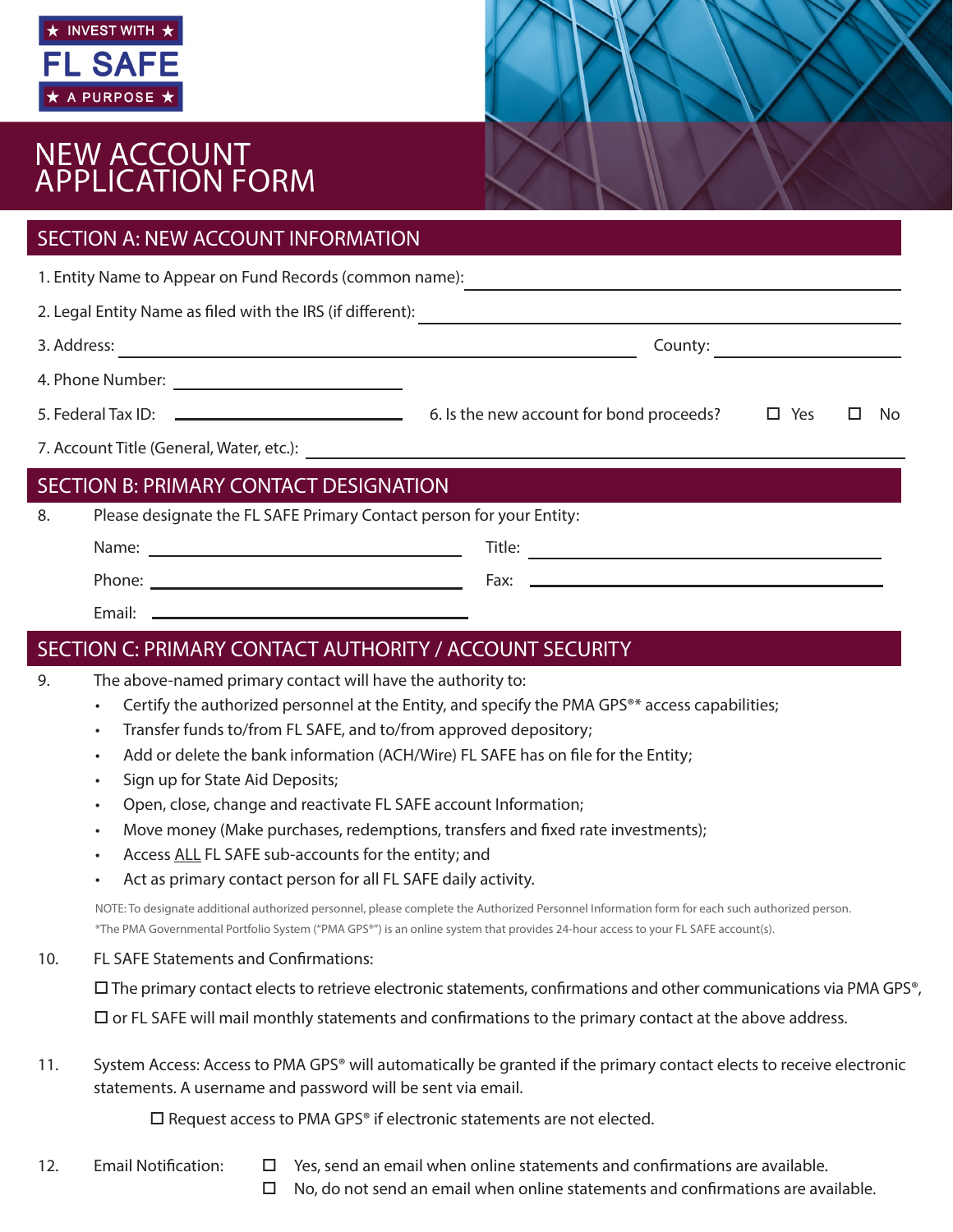★ INVEST WITH ★
FL SAFE
★ A PURPOSE ★

# NEW ACCOUNT APPLICATION FORM

## SECTION A: NEW ACCOUNT INFORMATION

1. Entity Name to Appear on Fund Records (common name): ______________________________

2. Legal Entity Name as filed with the IRS (if different): ______________________________

3. Address: ______________________________ County: ______________

4. Phone Number: ______________

5. Federal Tax ID: ______________ 6. Is the new account for bond proceeds? ☐ Yes ☐ No

7. Account Title (General, Water, etc.): ______________________________

## SECTION B: PRIMARY CONTACT DESIGNATION

8. Please designate the FL SAFE Primary Contact person for your Entity:

   Name: ______________ Title: ______________

   Phone: ______________ Fax: ______________

   Email: ______________

## SECTION C: PRIMARY CONTACT AUTHORITY / ACCOUNT SECURITY

9. The above-named primary contact will have the authority to:
   - Certify the authorized personnel at the Entity, and specify the PMA GPS®* access capabilities;
   - Transfer funds to/from FL SAFE, and to/from approved depository;
   - Add or delete the bank information (ACH/Wire) FL SAFE has on file for the Entity;
   - Sign up for State Aid Deposits;
   - Open, close, change and reactivate FL SAFE account Information;
   - Move money (Make purchases, redemptions, transfers and fixed rate investments);
   - Access ALL FL SAFE sub-accounts for the entity; and
   - Act as primary contact person for all FL SAFE daily activity.

   NOTE: To designate additional authorized personnel, please complete the Authorized Personnel Information form for each such authorized person.

   *The PMA Governmental Portfolio System ("PMA GPS®") is an online system that provides 24-hour access to your FL SAFE account(s).

10. FL SAFE Statements and Confirmations:

    ☐ The primary contact elects to retrieve electronic statements, confirmations and other communications via PMA GPS®,

    ☐ or FL SAFE will mail monthly statements and confirmations to the primary contact at the above address.

11. System Access: Access to PMA GPS® will automatically be granted if the primary contact elects to receive electronic statements. A username and password will be sent via email.

    ☐ Request access to PMA GPS® if electronic statements are not elected.

12. Email Notification:
    ☐ Yes, send an email when online statements and confirmations are available.
    ☐ No, do not send an email when online statements and confirmations are available.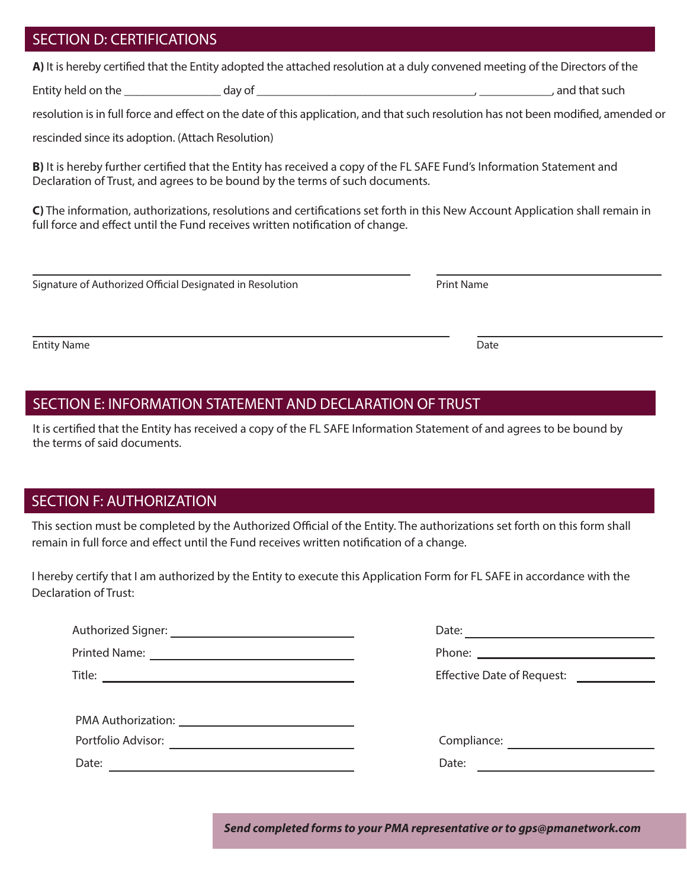## SECTION D: CERTIFICATIONS

**A)** It is hereby certified that the Entity adopted the attached resolution at a duly convened meeting of the Directors of the Entity held on the _______________ day of __________________________________, ___________, and that such resolution is in full force and effect on the date of this application, and that such resolution has not been modified, amended or rescinded since its adoption. (Attach Resolution)

**B)** It is hereby further certified that the Entity has received a copy of the FL SAFE Fund's Information Statement and Declaration of Trust, and agrees to be bound by the terms of such documents.

**C)** The information, authorizations, resolutions and certifications set forth in this New Account Application shall remain in full force and effect until the Fund receives written notification of change.

_____________________________________________ Signature of Authorized Official Designated in Resolution

_____________________________ Print Name

_____________________________________________ Entity Name

_____________________________ Date

## SECTION E: INFORMATION STATEMENT AND DECLARATION OF TRUST

It is certified that the Entity has received a copy of the FL SAFE Information Statement of and agrees to be bound by the terms of said documents.

## SECTION F: AUTHORIZATION

This section must be completed by the Authorized Official of the Entity. The authorizations set forth on this form shall remain in full force and effect until the Fund receives written notification of a change.

I hereby certify that I am authorized by the Entity to execute this Application Form for FL SAFE in accordance with the Declaration of Trust:

Authorized Signer: ______________________

Printed Name: ______________________

Title: ______________________

Date: ______________________

Phone: ______________________

Effective Date of Request: ___________

PMA Authorization: ______________________

Portfolio Advisor: ______________________

Date: ______________________

Compliance: ______________________

Date: ______________________

***Send completed forms to your PMA representative or to gps@pmanetwork.com***